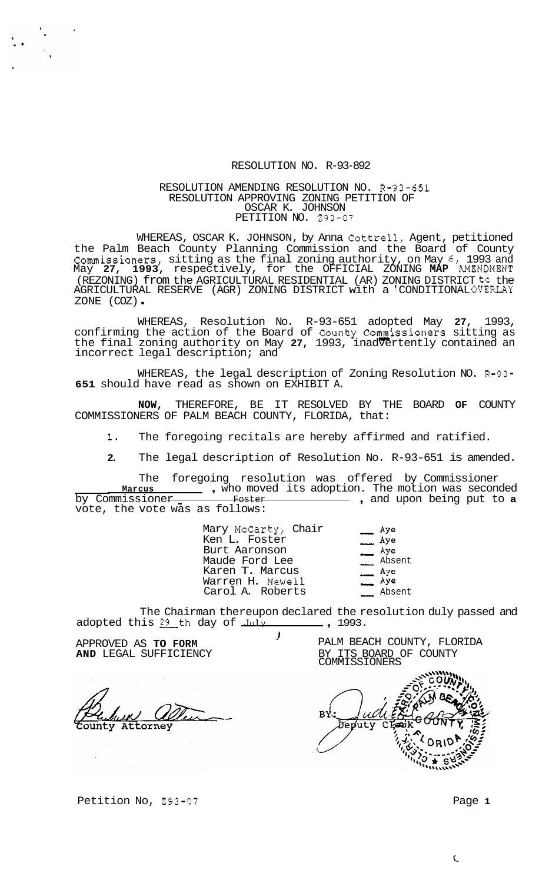# RESOLUTION NO. R-93-892

RESOLUTION AMENDING RESOLUTION NO. R-93-651
RESOLUTION APPROVING ZONING PETITION OF
OSCAR K. JOHNSON
PETITION NO. Z93-07

WHEREAS, OSCAR K. JOHNSON, by Anna Cottrell, Agent, petitioned the Palm Beach County Planning Commission and the Board of County Commissioners, sitting as the final zoning authority, on May 6, 1993 and May **27**, **1993**, respectively, for the OFFICIAL ZONING **MAP** AMENDMENT (REZONING) from the AGRICULTURAL RESIDENTIAL (AR) ZONING DISTRICT to the AGRICULTURAL RESERVE (AGR) ZONING DISTRICT with a 'CONDITIONAL OVERLAY ZONE (COZ).

WHEREAS, Resolution No. R-93-651 adopted May **27**, 1993, confirming the action of the Board of County Commissioners sitting as the final zoning authority on May **27**, 1993, inadvertently contained an incorrect legal description; and

WHEREAS, the legal description of Zoning Resolution NO. R-93-**651** should have read as shown on EXHIBIT A.

**NOW**, THEREFORE, BE IT RESOLVED BY THE BOARD **OF** COUNTY COMMISSIONERS OF PALM BEACH COUNTY, FLORIDA, that:

1. The foregoing recitals are hereby affirmed and ratified.

2. The legal description of Resolution No. R-93-651 is amended.

The foregoing resolution was offered by Commissioner **Marcus**, who moved its adoption. The motion was seconded by Commissioner Foster, and upon being put to **a** vote, the vote was as follows:

| | |
|---|---|
| Mary McCarty, Chair | Aye |
| Ken L. Foster | Aye |
| Burt Aaronson | Aye |
| Maude Ford Lee | Absent |
| Karen T. Marcus | Aye |
| Warren H. Newell | Aye |
| Carol A. Roberts | Absent |

The Chairman thereupon declared the resolution duly passed and adopted this 29 th day of July, 1993.

APPROVED AS **TO FORM**
**AND** LEGAL SUFFICIENCY

County Attorney

PALM BEACH COUNTY, FLORIDA
BY ITS BOARD OF COUNTY
COMMISSIONERS

BY: Deputy Clerk

Petition No, Z93-07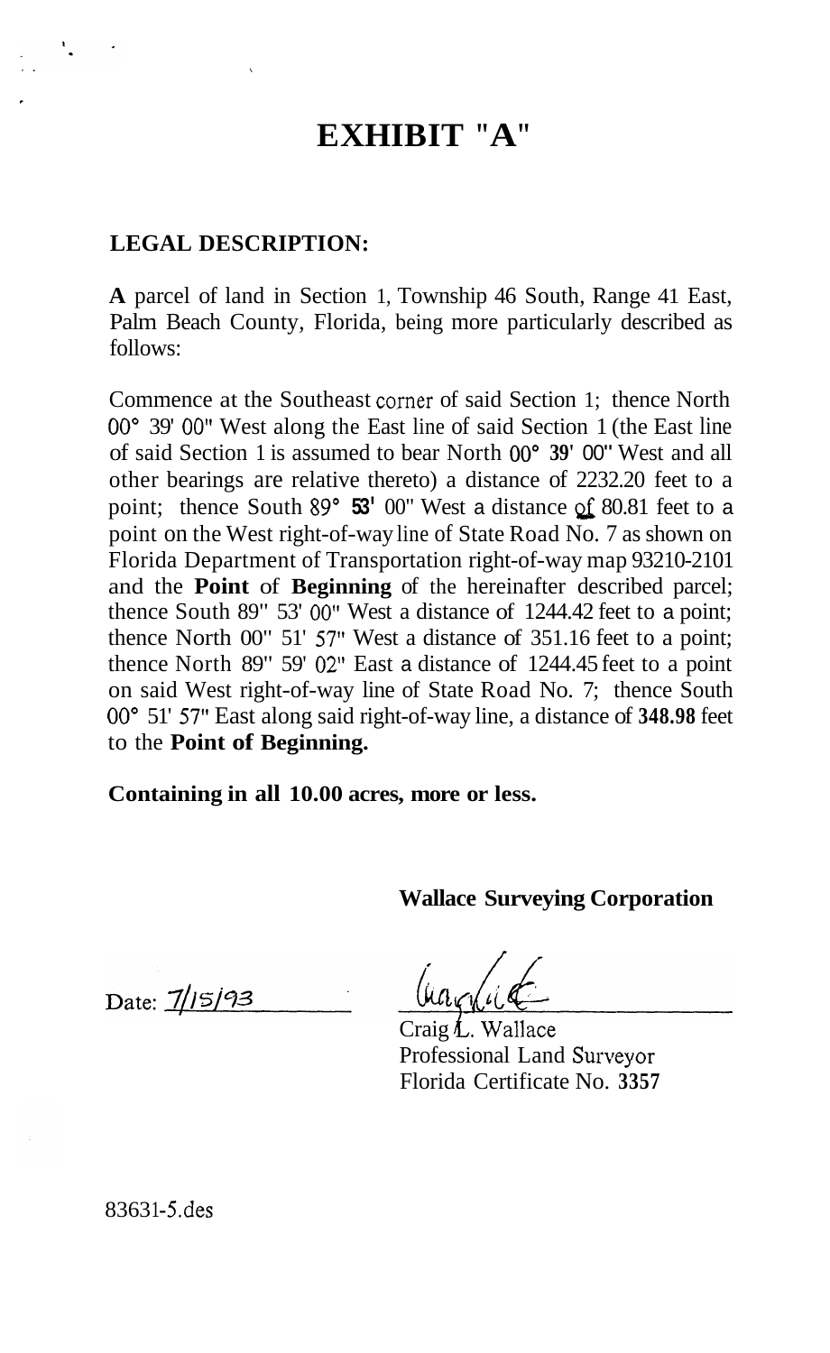# EXHIBIT "A"

## LEGAL DESCRIPTION:

**A** parcel of land in Section 1, Township 46 South, Range 41 East, Palm Beach County, Florida, being more particularly described as follows:

Commence at the Southeast corner of said Section 1; thence North 00° 39' 00" West along the East line of said Section 1 (the East line of said Section 1 is assumed to bear North 00° **39'** 00" West and all other bearings are relative thereto) a distance of 2232.20 feet to a point; thence South 89° **53'** 00" West a distance of 80.81 feet to a point on the West right-of-way line of State Road No. 7 as shown on Florida Department of Transportation right-of-way map 93210-2101 and the **Point** of **Beginning** of the hereinafter described parcel; thence South 89" 53' 00" West a distance of 1244.42 feet to a point; thence North 00" 51' 57" West a distance of 351.16 feet to a point; thence North 89" 59' 02" East a distance of 1244.45 feet to a point on said West right-of-way line of State Road No. 7; thence South 00° 51' 57" East along said right-of-way line, a distance of **348.98** feet to the **Point of Beginning.**

**Containing in all 10.00 acres, more or less.**

**Wallace Surveying Corporation**

Date: 7/15/93

Craig L. Wallace
Professional Land Surveyor
Florida Certificate No. **3357**

83631-5.des